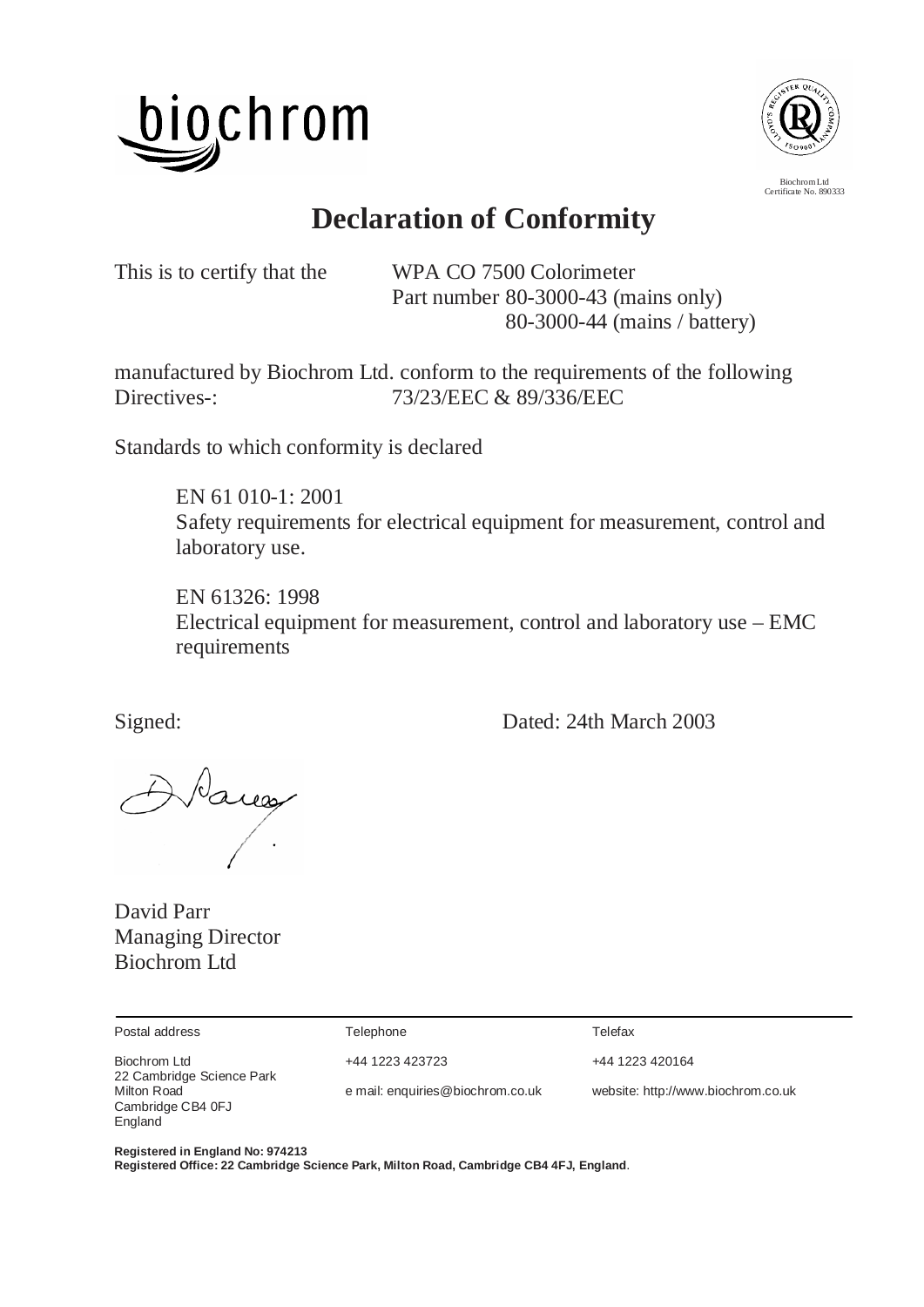biochrom

Biochrom Ltd
Certificate No. 890333

# Declaration of Conformity

This is to certify that the WPA CO 7500 Colorimeter
Part number 80-3000-43 (mains only)
80-3000-44 (mains / battery)

manufactured by Biochrom Ltd. conform to the requirements of the following Directives-: 73/23/EEC & 89/336/EEC

Standards to which conformity is declared

EN 61 010-1: 2001
Safety requirements for electrical equipment for measurement, control and laboratory use.

EN 61326: 1998
Electrical equipment for measurement, control and laboratory use – EMC requirements

Signed: Dated: 24th March 2003

David Parr
Managing Director
Biochrom Ltd

| Postal address | Telephone | Telefax |
|---|---|---|
| Biochrom Ltd<br>22 Cambridge Science Park<br>Milton Road<br>Cambridge CB4 0FJ<br>England | +44 1223 423723<br><br>e mail: enquiries@biochrom.co.uk | +44 1223 420164<br><br>website: http://www.biochrom.co.uk |

**Registered in England No: 974213**
**Registered Office: 22 Cambridge Science Park, Milton Road, Cambridge CB4 4FJ, England**.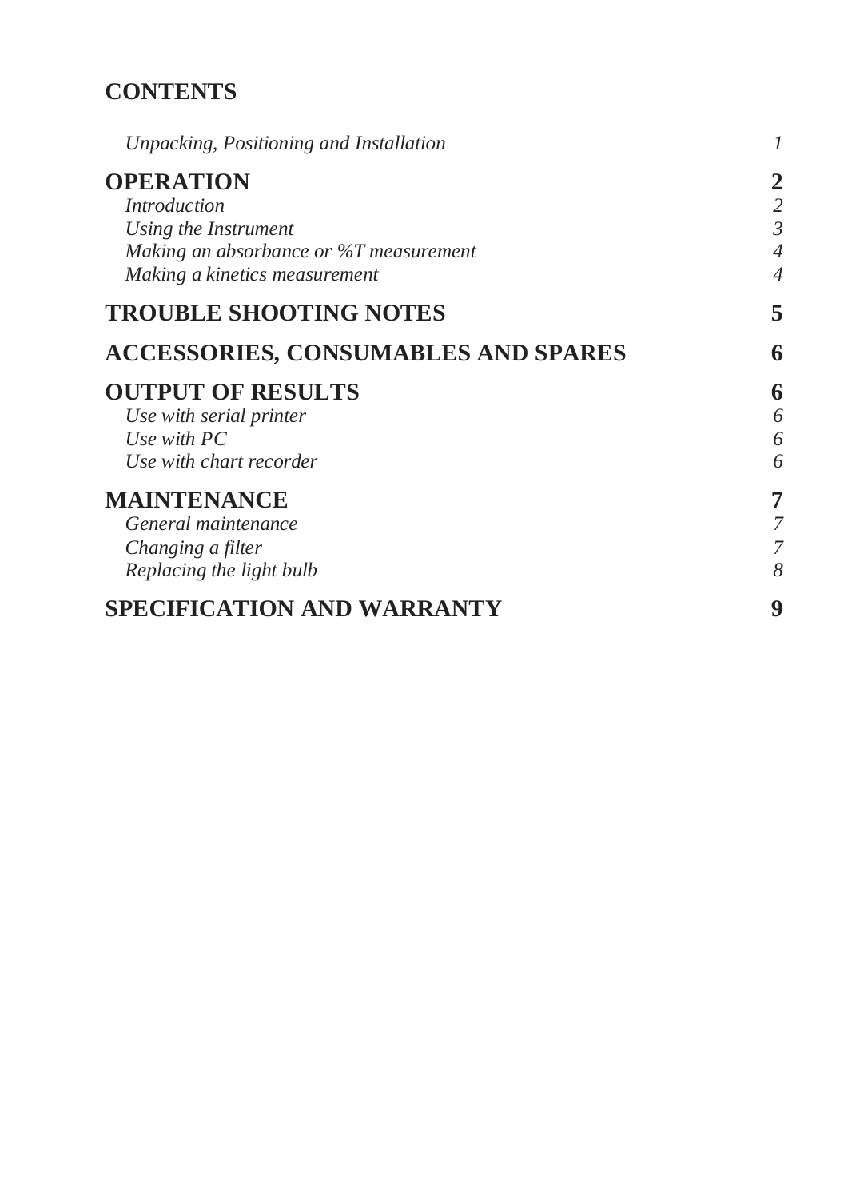# CONTENTS

| | |
|---|---|
| *Unpacking, Positioning and Installation* | *1* |
| **OPERATION** | **2** |
| *Introduction* | *2* |
| *Using the Instrument* | *3* |
| *Making an absorbance or %T measurement* | *4* |
| *Making a kinetics measurement* | *4* |
| **TROUBLE SHOOTING NOTES** | **5** |
| **ACCESSORIES, CONSUMABLES AND SPARES** | **6** |
| **OUTPUT OF RESULTS** | **6** |
| *Use with serial printer* | *6* |
| *Use with PC* | *6* |
| *Use with chart recorder* | *6* |
| **MAINTENANCE** | **7** |
| *General maintenance* | *7* |
| *Changing a filter* | *7* |
| *Replacing the light bulb* | *8* |
| **SPECIFICATION AND WARRANTY** | **9** |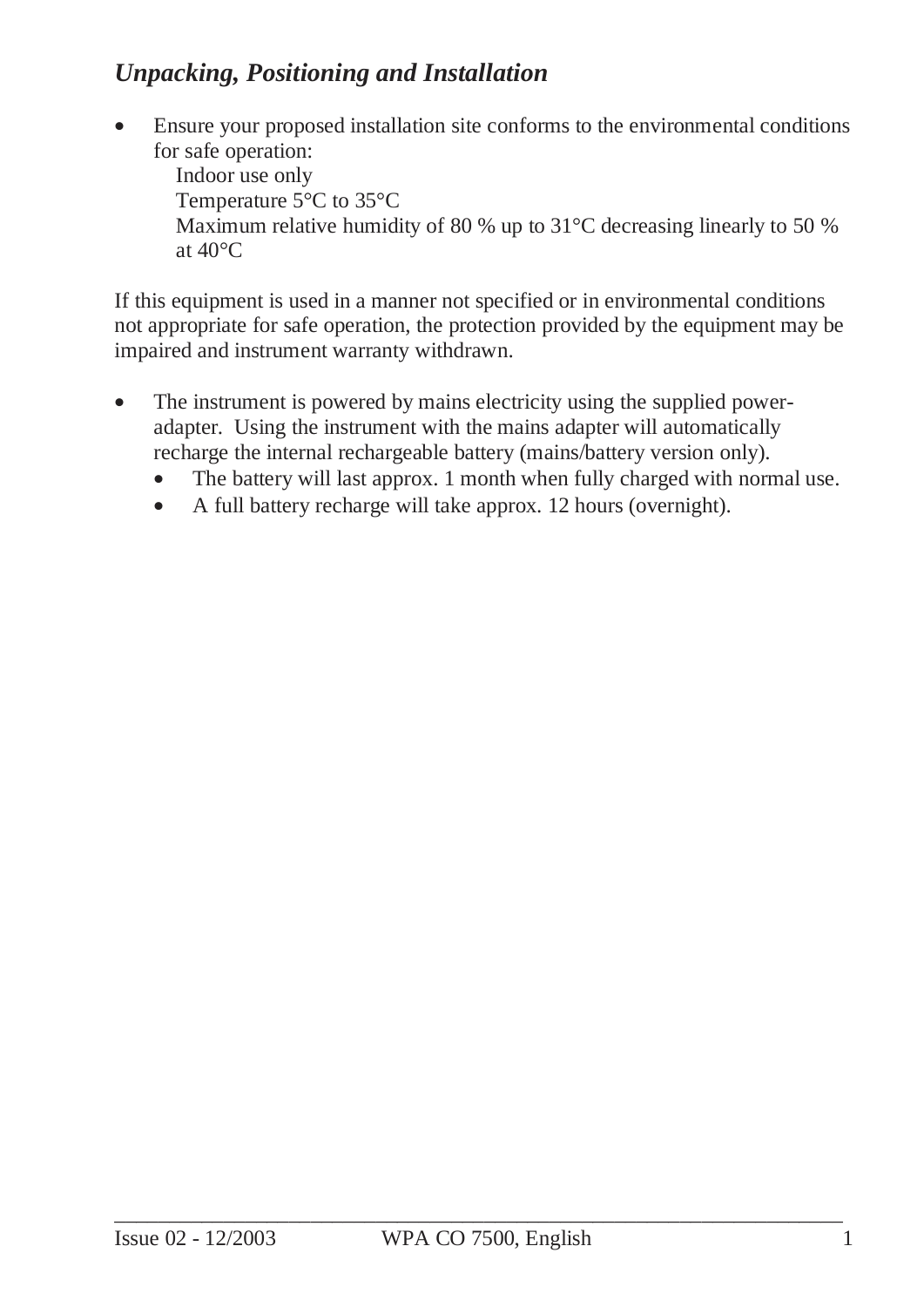## *Unpacking, Positioning and Installation*

- Ensure your proposed installation site conforms to the environmental conditions for safe operation:
  Indoor use only
  Temperature 5°C to 35°C
  Maximum relative humidity of 80 % up to 31°C decreasing linearly to 50 % at 40°C

If this equipment is used in a manner not specified or in environmental conditions not appropriate for safe operation, the protection provided by the equipment may be impaired and instrument warranty withdrawn.

- The instrument is powered by mains electricity using the supplied power-adapter. Using the instrument with the mains adapter will automatically recharge the internal rechargeable battery (mains/battery version only).
  - The battery will last approx. 1 month when fully charged with normal use.
  - A full battery recharge will take approx. 12 hours (overnight).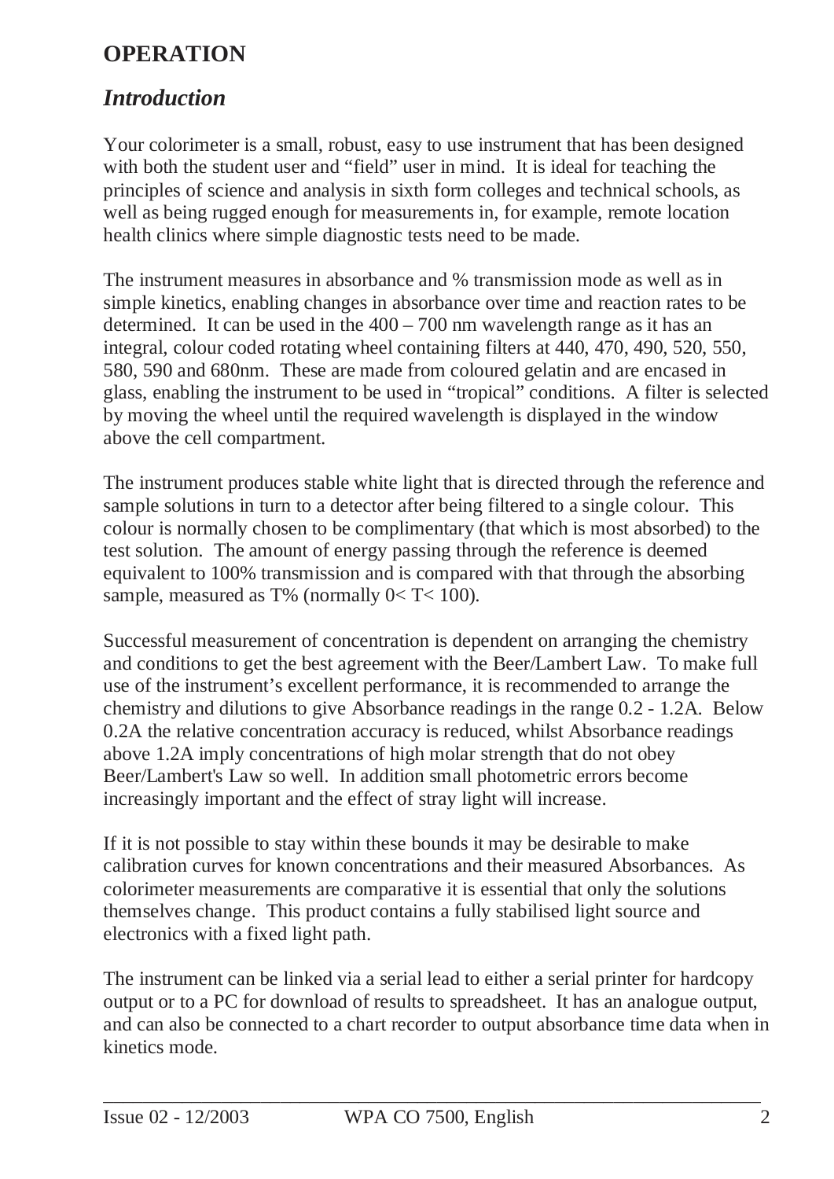# OPERATION

## *Introduction*

Your colorimeter is a small, robust, easy to use instrument that has been designed with both the student user and "field" user in mind. It is ideal for teaching the principles of science and analysis in sixth form colleges and technical schools, as well as being rugged enough for measurements in, for example, remote location health clinics where simple diagnostic tests need to be made.

The instrument measures in absorbance and % transmission mode as well as in simple kinetics, enabling changes in absorbance over time and reaction rates to be determined. It can be used in the 400 – 700 nm wavelength range as it has an integral, colour coded rotating wheel containing filters at 440, 470, 490, 520, 550, 580, 590 and 680nm. These are made from coloured gelatin and are encased in glass, enabling the instrument to be used in "tropical" conditions. A filter is selected by moving the wheel until the required wavelength is displayed in the window above the cell compartment.

The instrument produces stable white light that is directed through the reference and sample solutions in turn to a detector after being filtered to a single colour. This colour is normally chosen to be complimentary (that which is most absorbed) to the test solution. The amount of energy passing through the reference is deemed equivalent to 100% transmission and is compared with that through the absorbing sample, measured as T% (normally $0 < T < 100$).

Successful measurement of concentration is dependent on arranging the chemistry and conditions to get the best agreement with the Beer/Lambert Law. To make full use of the instrument's excellent performance, it is recommended to arrange the chemistry and dilutions to give Absorbance readings in the range 0.2 - 1.2A. Below 0.2A the relative concentration accuracy is reduced, whilst Absorbance readings above 1.2A imply concentrations of high molar strength that do not obey Beer/Lambert's Law so well. In addition small photometric errors become increasingly important and the effect of stray light will increase.

If it is not possible to stay within these bounds it may be desirable to make calibration curves for known concentrations and their measured Absorbances. As colorimeter measurements are comparative it is essential that only the solutions themselves change. This product contains a fully stabilised light source and electronics with a fixed light path.

The instrument can be linked via a serial lead to either a serial printer for hardcopy output or to a PC for download of results to spreadsheet. It has an analogue output, and can also be connected to a chart recorder to output absorbance time data when in kinetics mode.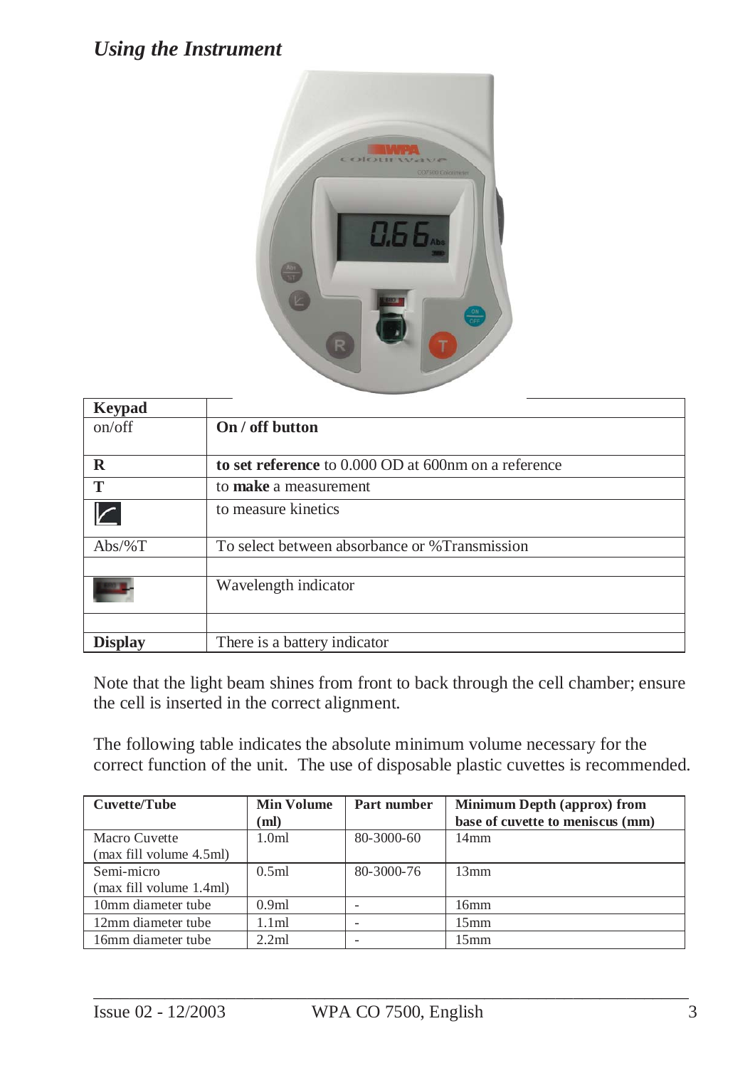## *Using the Instrument*

| Keypad | |
| --- | --- |
| on/off | **On / off button** |
| **R** | **to set reference** to 0.000 OD at 600nm on a reference |
| **T** | to **make** a measurement |
| | to measure kinetics |
| Abs/%T | To select between absorbance or %Transmission |
| | |
| | Wavelength indicator |
| | |
| **Display** | There is a battery indicator |

Note that the light beam shines from front to back through the cell chamber; ensure the cell is inserted in the correct alignment.

The following table indicates the absolute minimum volume necessary for the correct function of the unit. The use of disposable plastic cuvettes is recommended.

| Cuvette/Tube | Min Volume (ml) | Part number | Minimum Depth (approx) from base of cuvette to meniscus (mm) |
| --- | --- | --- | --- |
| Macro Cuvette (max fill volume 4.5ml) | 1.0ml | 80-3000-60 | 14mm |
| Semi-micro (max fill volume 1.4ml) | 0.5ml | 80-3000-76 | 13mm |
| 10mm diameter tube | 0.9ml | - | 16mm |
| 12mm diameter tube | 1.1ml | - | 15mm |
| 16mm diameter tube | 2.2ml | - | 15mm |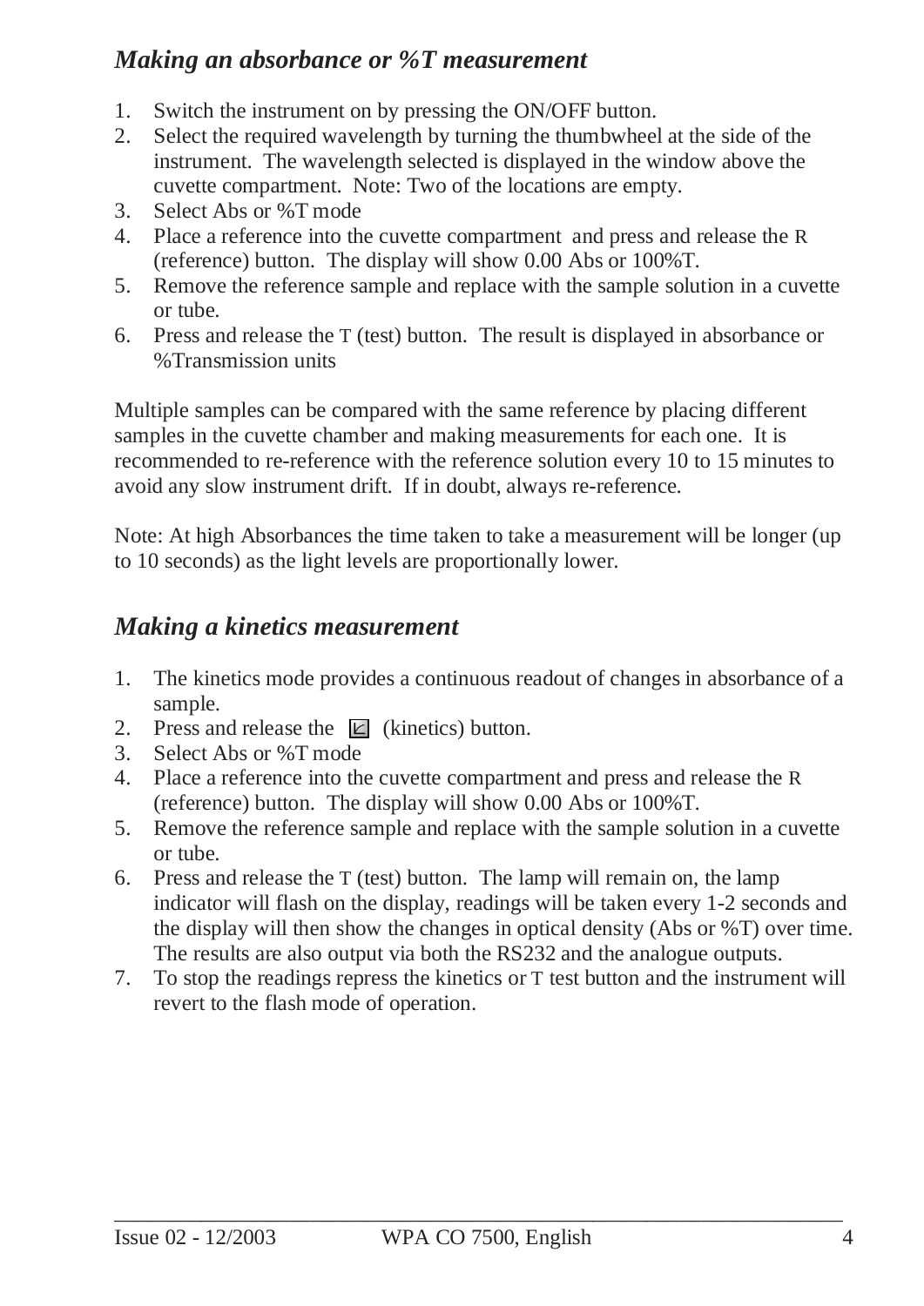### *Making an absorbance or %T measurement*

1. Switch the instrument on by pressing the ON/OFF button.
2. Select the required wavelength by turning the thumbwheel at the side of the instrument. The wavelength selected is displayed in the window above the cuvette compartment. Note: Two of the locations are empty.
3. Select Abs or %T mode
4. Place a reference into the cuvette compartment and press and release the R (reference) button. The display will show 0.00 Abs or 100%T.
5. Remove the reference sample and replace with the sample solution in a cuvette or tube.
6. Press and release the T (test) button. The result is displayed in absorbance or %Transmission units

Multiple samples can be compared with the same reference by placing different samples in the cuvette chamber and making measurements for each one. It is recommended to re-reference with the reference solution every 10 to 15 minutes to avoid any slow instrument drift. If in doubt, always re-reference.

Note: At high Absorbances the time taken to take a measurement will be longer (up to 10 seconds) as the light levels are proportionally lower.

### *Making a kinetics measurement*

1. The kinetics mode provides a continuous readout of changes in absorbance of a sample.
2. Press and release the (kinetics) button.
3. Select Abs or %T mode
4. Place a reference into the cuvette compartment and press and release the R (reference) button. The display will show 0.00 Abs or 100%T.
5. Remove the reference sample and replace with the sample solution in a cuvette or tube.
6. Press and release the T (test) button. The lamp will remain on, the lamp indicator will flash on the display, readings will be taken every 1-2 seconds and the display will then show the changes in optical density (Abs or %T) over time. The results are also output via both the RS232 and the analogue outputs.
7. To stop the readings repress the kinetics or T test button and the instrument will revert to the flash mode of operation.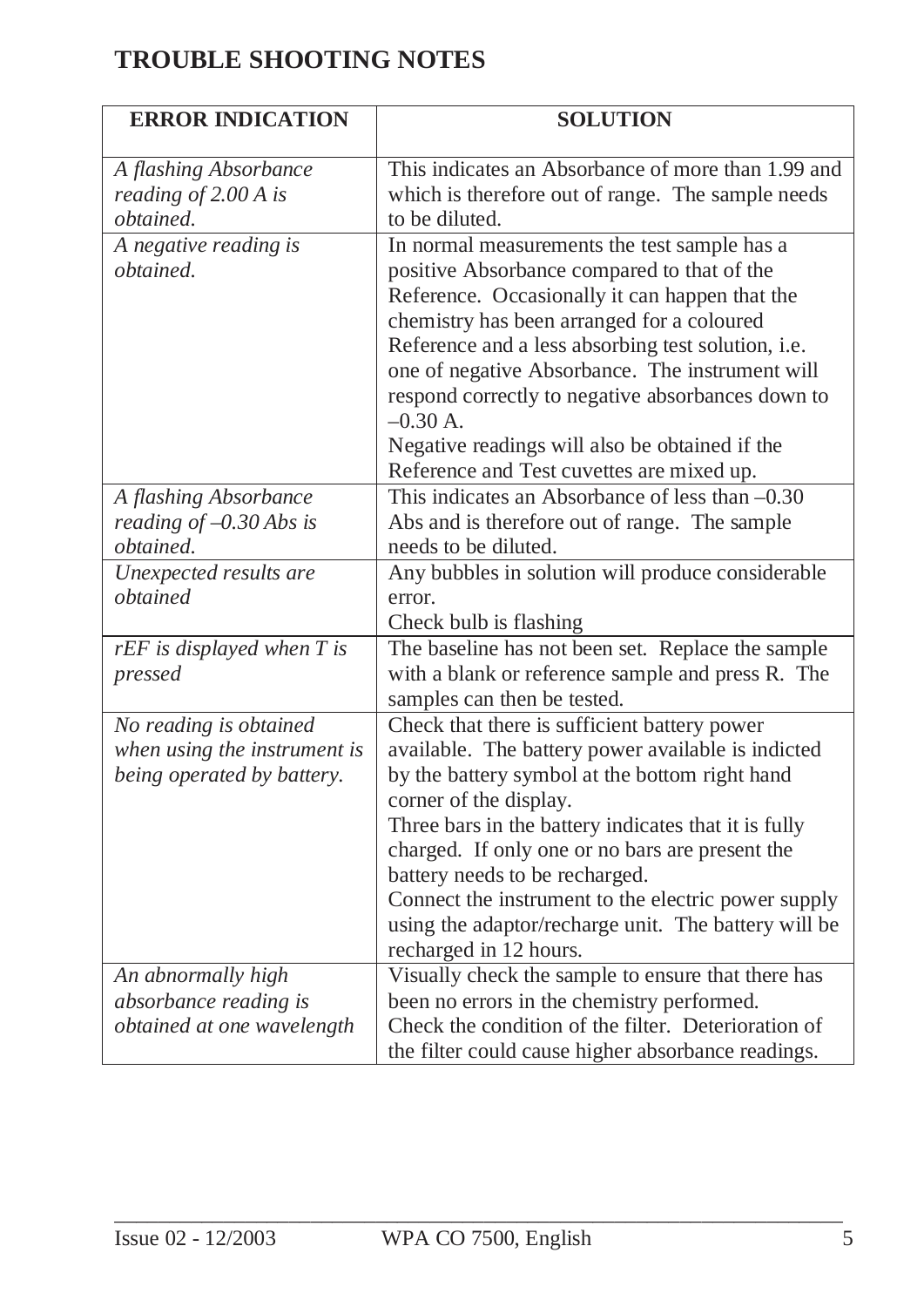# TROUBLE SHOOTING NOTES

| ERROR INDICATION | SOLUTION |
|---|---|
| *A flashing Absorbance reading of 2.00 A is obtained.* | This indicates an Absorbance of more than 1.99 and which is therefore out of range. The sample needs to be diluted. |
| *A negative reading is obtained.* | In normal measurements the test sample has a positive Absorbance compared to that of the Reference. Occasionally it can happen that the chemistry has been arranged for a coloured Reference and a less absorbing test solution, i.e. one of negative Absorbance. The instrument will respond correctly to negative absorbances down to –0.30 A.<br>Negative readings will also be obtained if the Reference and Test cuvettes are mixed up. |
| *A flashing Absorbance reading of –0.30 Abs is obtained.* | This indicates an Absorbance of less than –0.30 Abs and is therefore out of range. The sample needs to be diluted. |
| *Unexpected results are obtained* | Any bubbles in solution will produce considerable error.<br>Check bulb is flashing |
| *rEF is displayed when T is pressed* | The baseline has not been set. Replace the sample with a blank or reference sample and press R. The samples can then be tested. |
| *No reading is obtained when using the instrument is being operated by battery.* | Check that there is sufficient battery power available. The battery power available is indicted by the battery symbol at the bottom right hand corner of the display.<br>Three bars in the battery indicates that it is fully charged. If only one or no bars are present the battery needs to be recharged.<br>Connect the instrument to the electric power supply using the adaptor/recharge unit. The battery will be recharged in 12 hours. |
| *An abnormally high absorbance reading is obtained at one wavelength* | Visually check the sample to ensure that there has been no errors in the chemistry performed.<br>Check the condition of the filter. Deterioration of the filter could cause higher absorbance readings. |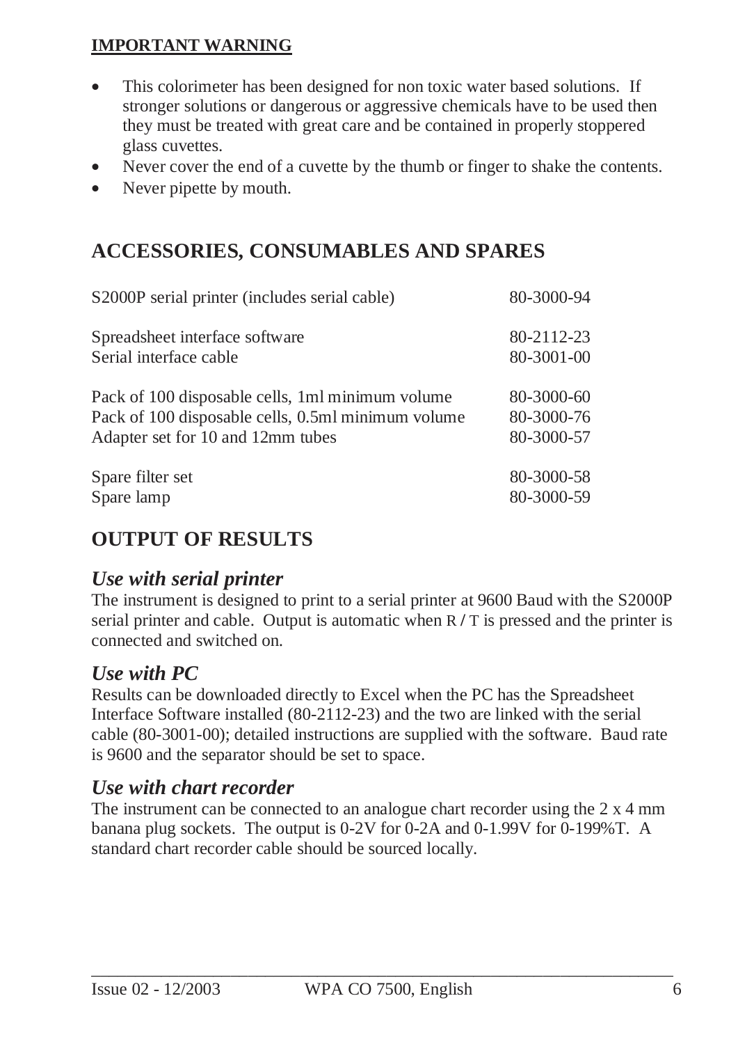**IMPORTANT WARNING**

- This colorimeter has been designed for non toxic water based solutions. If stronger solutions or dangerous or aggressive chemicals have to be used then they must be treated with great care and be contained in properly stoppered glass cuvettes.
- Never cover the end of a cuvette by the thumb or finger to shake the contents.
- Never pipette by mouth.

## ACCESSORIES, CONSUMABLES AND SPARES

| | |
|---|---|
| S2000P serial printer (includes serial cable) | 80-3000-94 |
| Spreadsheet interface software | 80-2112-23 |
| Serial interface cable | 80-3001-00 |
| Pack of 100 disposable cells, 1ml minimum volume | 80-3000-60 |
| Pack of 100 disposable cells, 0.5ml minimum volume | 80-3000-76 |
| Adapter set for 10 and 12mm tubes | 80-3000-57 |
| Spare filter set | 80-3000-58 |
| Spare lamp | 80-3000-59 |

## OUTPUT OF RESULTS

### *Use with serial printer*

The instrument is designed to print to a serial printer at 9600 Baud with the S2000P serial printer and cable. Output is automatic when R / T is pressed and the printer is connected and switched on.

### *Use with PC*

Results can be downloaded directly to Excel when the PC has the Spreadsheet Interface Software installed (80-2112-23) and the two are linked with the serial cable (80-3001-00); detailed instructions are supplied with the software. Baud rate is 9600 and the separator should be set to space.

### *Use with chart recorder*

The instrument can be connected to an analogue chart recorder using the 2 x 4 mm banana plug sockets. The output is 0-2V for 0-2A and 0-1.99V for 0-199%T. A standard chart recorder cable should be sourced locally.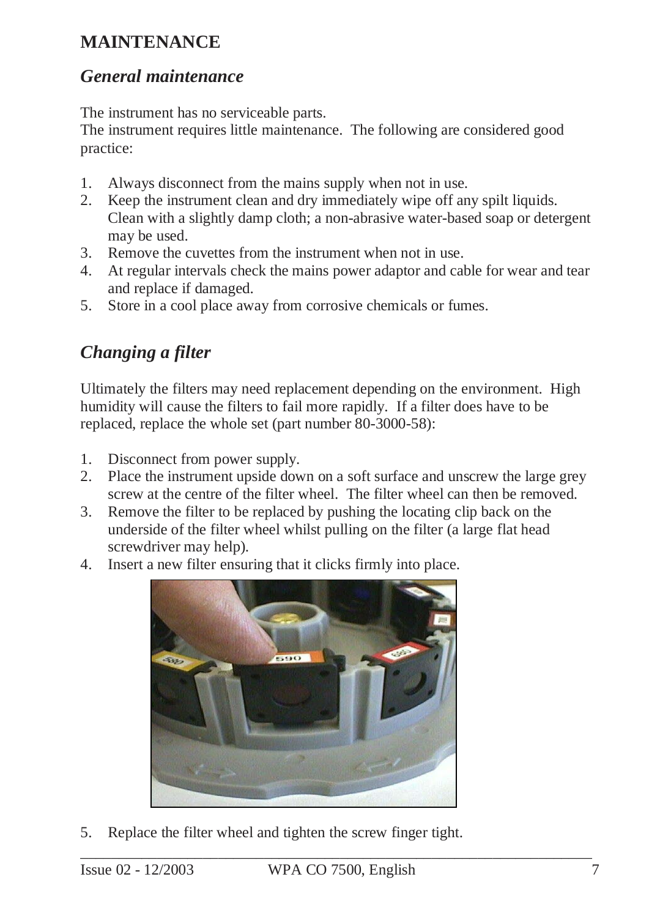# MAINTENANCE

## *General maintenance*

The instrument has no serviceable parts.
The instrument requires little maintenance. The following are considered good practice:

1. Always disconnect from the mains supply when not in use.
2. Keep the instrument clean and dry immediately wipe off any spilt liquids. Clean with a slightly damp cloth; a non-abrasive water-based soap or detergent may be used.
3. Remove the cuvettes from the instrument when not in use.
4. At regular intervals check the mains power adaptor and cable for wear and tear and replace if damaged.
5. Store in a cool place away from corrosive chemicals or fumes.

## *Changing a filter*

Ultimately the filters may need replacement depending on the environment. High humidity will cause the filters to fail more rapidly. If a filter does have to be replaced, replace the whole set (part number 80-3000-58):

1. Disconnect from power supply.
2. Place the instrument upside down on a soft surface and unscrew the large grey screw at the centre of the filter wheel. The filter wheel can then be removed.
3. Remove the filter to be replaced by pushing the locating clip back on the underside of the filter wheel whilst pulling on the filter (a large flat head screwdriver may help).
4. Insert a new filter ensuring that it clicks firmly into place.
5. Replace the filter wheel and tighten the screw finger tight.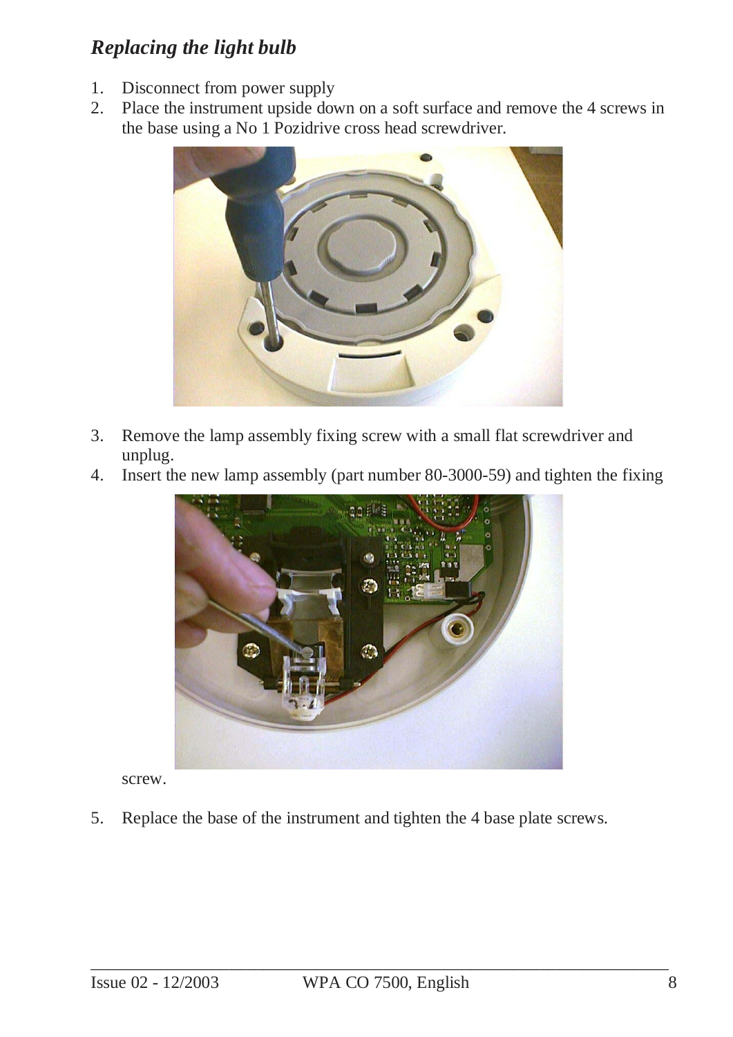## *Replacing the light bulb*

1. Disconnect from power supply
2. Place the instrument upside down on a soft surface and remove the 4 screws in the base using a No 1 Pozidrive cross head screwdriver.
3. Remove the lamp assembly fixing screw with a small flat screwdriver and unplug.
4. Insert the new lamp assembly (part number 80-3000-59) and tighten the fixing screw.
5. Replace the base of the instrument and tighten the 4 base plate screws.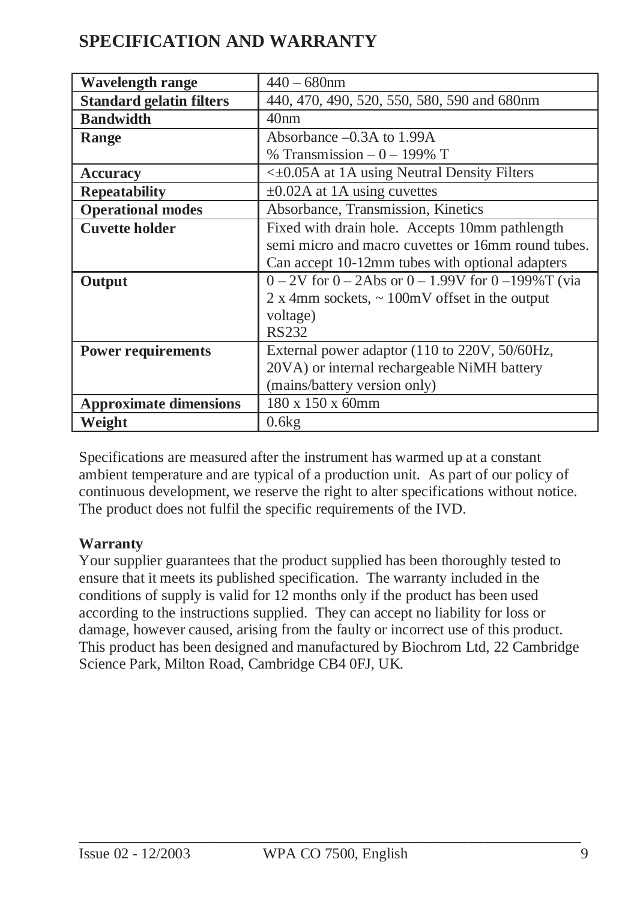## SPECIFICATION AND WARRANTY

| | |
|---|---|
| **Wavelength range** | 440 – 680nm |
| **Standard gelatin filters** | 440, 470, 490, 520, 550, 580, 590 and 680nm |
| **Bandwidth** | 40nm |
| **Range** | Absorbance –0.3A to 1.99A<br>% Transmission – 0 – 199% T |
| **Accuracy** | <±0.05A at 1A using Neutral Density Filters |
| **Repeatability** | ±0.02A at 1A using cuvettes |
| **Operational modes** | Absorbance, Transmission, Kinetics |
| **Cuvette holder** | Fixed with drain hole. Accepts 10mm pathlength semi micro and macro cuvettes or 16mm round tubes. Can accept 10-12mm tubes with optional adapters |
| **Output** | 0 – 2V for 0 – 2Abs or 0 – 1.99V for 0 –199%T (via 2 x 4mm sockets, ~ 100mV offset in the output voltage)<br>RS232 |
| **Power requirements** | External power adaptor (110 to 220V, 50/60Hz, 20VA) or internal rechargeable NiMH battery (mains/battery version only) |
| **Approximate dimensions** | 180 x 150 x 60mm |
| **Weight** | 0.6kg |

Specifications are measured after the instrument has warmed up at a constant ambient temperature and are typical of a production unit. As part of our policy of continuous development, we reserve the right to alter specifications without notice. The product does not fulfil the specific requirements of the IVD.

**Warranty**

Your supplier guarantees that the product supplied has been thoroughly tested to ensure that it meets its published specification. The warranty included in the conditions of supply is valid for 12 months only if the product has been used according to the instructions supplied. They can accept no liability for loss or damage, however caused, arising from the faulty or incorrect use of this product. This product has been designed and manufactured by Biochrom Ltd, 22 Cambridge Science Park, Milton Road, Cambridge CB4 0FJ, UK.